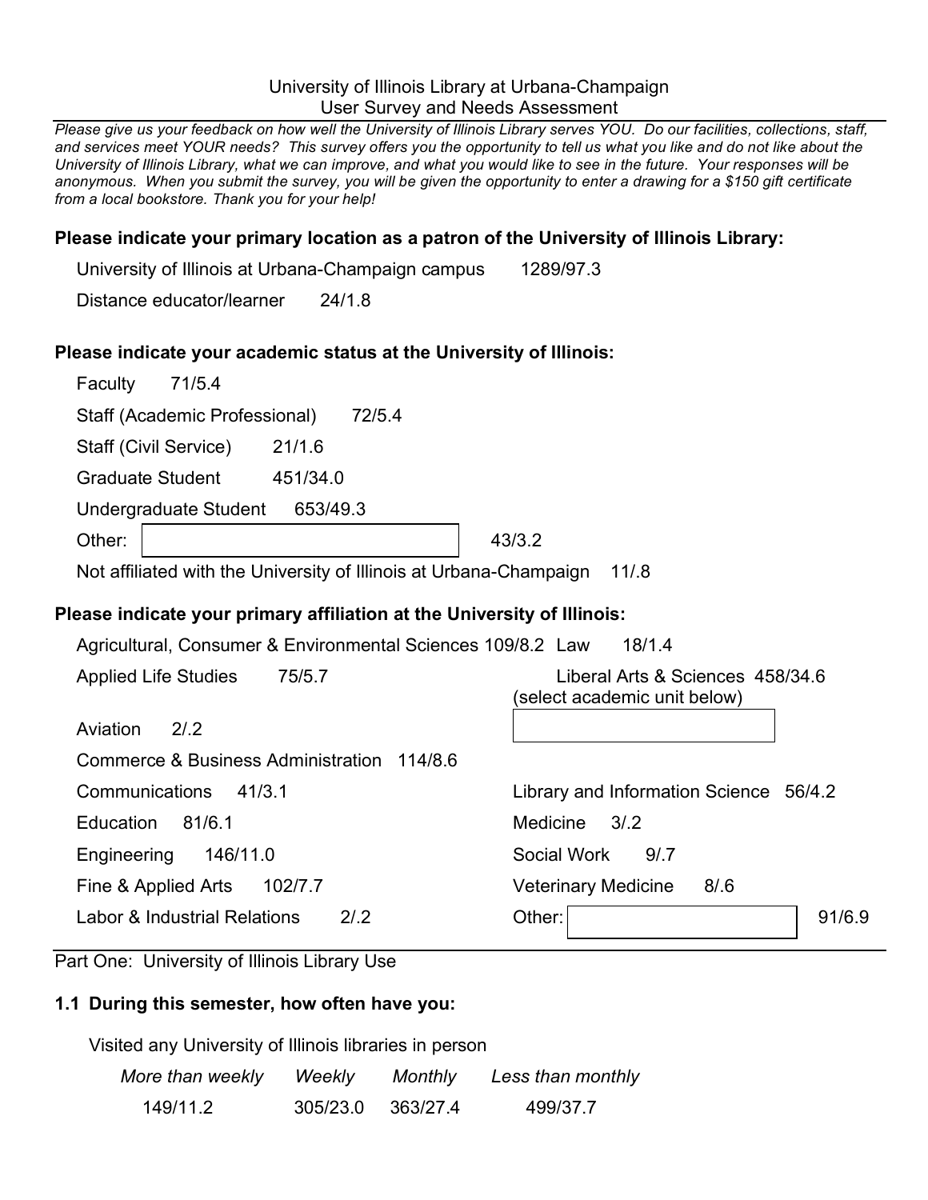# University of Illinois Library at Urbana-Champaign
## User Survey and Needs Assessment

*Please give us your feedback on how well the University of Illinois Library serves YOU. Do our facilities, collections, staff, and services meet YOUR needs? This survey offers you the opportunity to tell us what you like and do not like about the University of Illinois Library, what we can improve, and what you would like to see in the future. Your responses will be anonymous. When you submit the survey, you will be given the opportunity to enter a drawing for a $150 gift certificate from a local bookstore. Thank you for your help!*

### Please indicate your primary location as a patron of the University of Illinois Library:

University of Illinois at Urbana-Champaign campus 1289/97.3

Distance educator/learner 24/1.8

### Please indicate your academic status at the University of Illinois:

Faculty 71/5.4

Staff (Academic Professional) 72/5.4

Staff (Civil Service) 21/1.6

Graduate Student 451/34.0

Undergraduate Student 653/49.3

Other: [ ] 43/3.2

Not affiliated with the University of Illinois at Urbana-Champaign 11/.8

### Please indicate your primary affiliation at the University of Illinois:

Agricultural, Consumer & Environmental Sciences 109/8.2

Applied Life Studies 75/5.7

Aviation 2/.2

Commerce & Business Administration 114/8.6

Communications 41/3.1

Education 81/6.1

Engineering 146/11.0

Fine & Applied Arts 102/7.7

Labor & Industrial Relations 2/.2

Law 18/1.4

Liberal Arts & Sciences 458/34.6 (select academic unit below) [ ]

Library and Information Science 56/4.2

Medicine 3/.2

Social Work 9/.7

Veterinary Medicine 8/.6

Other: [ ] 91/6.9

## Part One: University of Illinois Library Use

### 1.1 During this semester, how often have you:

Visited any University of Illinois libraries in person

| *More than weekly* | *Weekly* | *Monthly* | *Less than monthly* |
|---|---|---|---|
| 149/11.2 | 305/23.0 | 363/27.4 | 499/37.7 |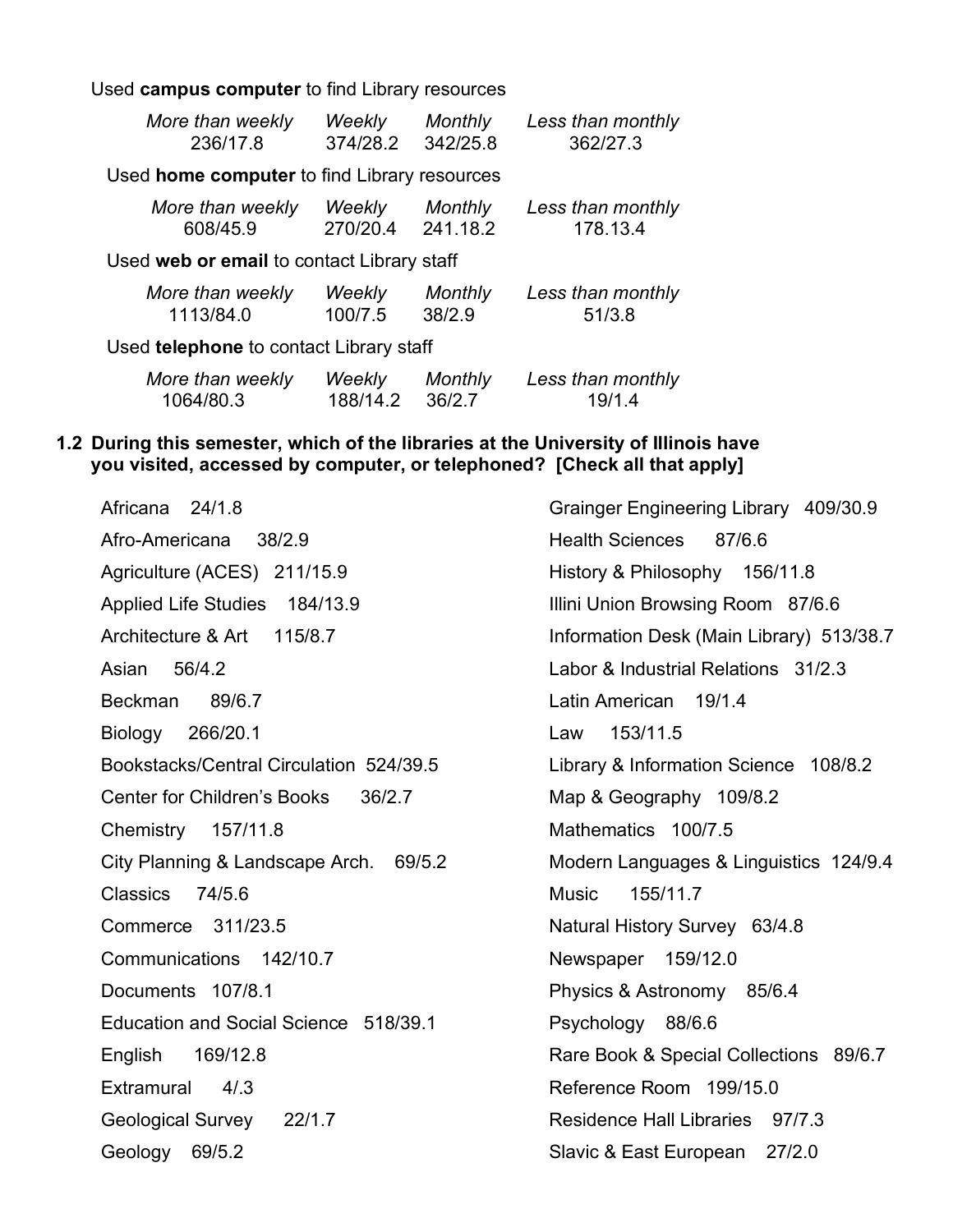Used **campus computer** to find Library resources

| *More than weekly* | *Weekly* | *Monthly* | *Less than monthly* |
|---|---|---|---|
| 236/17.8 | 374/28.2 | 342/25.8 | 362/27.3 |

Used **home computer** to find Library resources

| *More than weekly* | *Weekly* | *Monthly* | *Less than monthly* |
|---|---|---|---|
| 608/45.9 | 270/20.4 | 241.18.2 | 178.13.4 |

Used **web or email** to contact Library staff

| *More than weekly* | *Weekly* | *Monthly* | *Less than monthly* |
|---|---|---|---|
| 1113/84.0 | 100/7.5 | 38/2.9 | 51/3.8 |

Used **telephone** to contact Library staff

| *More than weekly* | *Weekly* | *Monthly* | *Less than monthly* |
|---|---|---|---|
| 1064/80.3 | 188/14.2 | 36/2.7 | 19/1.4 |

**1.2 During this semester, which of the libraries at the University of Illinois have you visited, accessed by computer, or telephoned? [Check all that apply]**

Africana 24/1.8

Afro-Americana 38/2.9

Agriculture (ACES) 211/15.9

Applied Life Studies 184/13.9

Architecture & Art 115/8.7

Asian 56/4.2

Beckman 89/6.7

Biology 266/20.1

Bookstacks/Central Circulation 524/39.5

Center for Children's Books 36/2.7

Chemistry 157/11.8

City Planning & Landscape Arch. 69/5.2

Classics 74/5.6

Commerce 311/23.5

Communications 142/10.7

Documents 107/8.1

Education and Social Science 518/39.1

English 169/12.8

Extramural 4/.3

Geological Survey 22/1.7

Geology 69/5.2

Grainger Engineering Library 409/30.9

Health Sciences 87/6.6

History & Philosophy 156/11.8

Illini Union Browsing Room 87/6.6

Information Desk (Main Library) 513/38.7

Labor & Industrial Relations 31/2.3

Latin American 19/1.4

Law 153/11.5

Library & Information Science 108/8.2

Map & Geography 109/8.2

Mathematics 100/7.5

Modern Languages & Linguistics 124/9.4

Music 155/11.7

Natural History Survey 63/4.8

Newspaper 159/12.0

Physics & Astronomy 85/6.4

Psychology 88/6.6

Rare Book & Special Collections 89/6.7

Reference Room 199/15.0

Residence Hall Libraries 97/7.3

Slavic & East European 27/2.0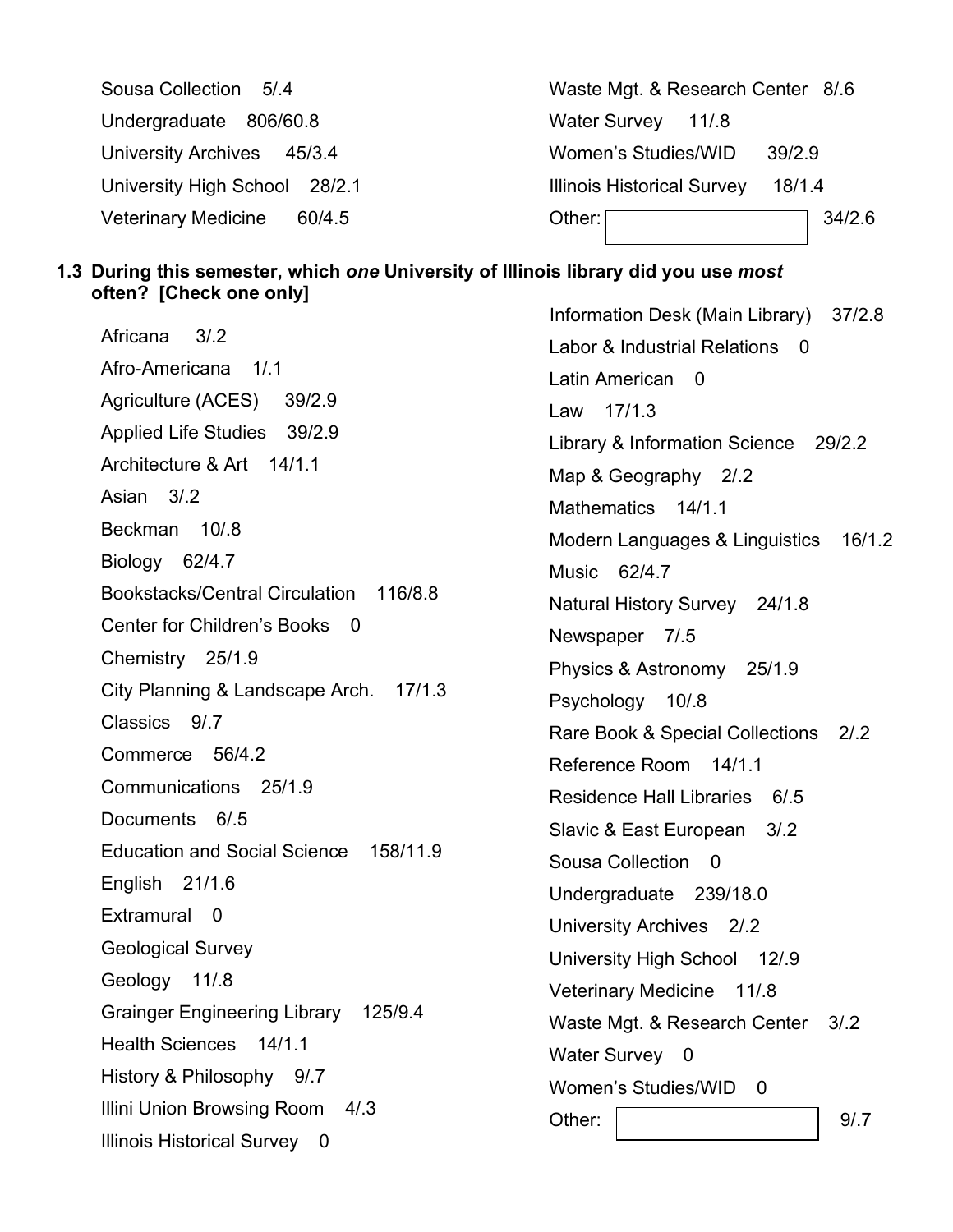Sousa Collection 5/.4

Undergraduate 806/60.8

University Archives 45/3.4

University High School 28/2.1

Veterinary Medicine 60/4.5

Waste Mgt. & Research Center 8/.6

Water Survey 11/.8

Women's Studies/WID 39/2.9

Illinois Historical Survey 18/1.4

Other: [ ] 34/2.6

**1.3 During this semester, which *one* University of Illinois library did you use *most* often? [Check one only]**

Africana 3/.2

Afro-Americana 1/.1

Agriculture (ACES) 39/2.9

Applied Life Studies 39/2.9

Architecture & Art 14/1.1

Asian 3/.2

Beckman 10/.8

Biology 62/4.7

Bookstacks/Central Circulation 116/8.8

Center for Children's Books 0

Chemistry 25/1.9

City Planning & Landscape Arch. 17/1.3

Classics 9/.7

Commerce 56/4.2

Communications 25/1.9

Documents 6/.5

Education and Social Science 158/11.9

English 21/1.6

Extramural 0

Geological Survey

Geology 11/.8

Grainger Engineering Library 125/9.4

Health Sciences 14/1.1

History & Philosophy 9/.7

Illini Union Browsing Room 4/.3

Illinois Historical Survey 0

Information Desk (Main Library) 37/2.8

Labor & Industrial Relations 0

Latin American 0

Law 17/1.3

Library & Information Science 29/2.2

Map & Geography 2/.2

Mathematics 14/1.1

Modern Languages & Linguistics 16/1.2

Music 62/4.7

Natural History Survey 24/1.8

Newspaper 7/.5

Physics & Astronomy 25/1.9

Psychology 10/.8

Rare Book & Special Collections 2/.2

Reference Room 14/1.1

Residence Hall Libraries 6/.5

Slavic & East European 3/.2

Sousa Collection 0

Undergraduate 239/18.0

University Archives 2/.2

University High School 12/.9

Veterinary Medicine 11/.8

Waste Mgt. & Research Center 3/.2

Water Survey 0

Women's Studies/WID 0

Other: [ ] 9/.7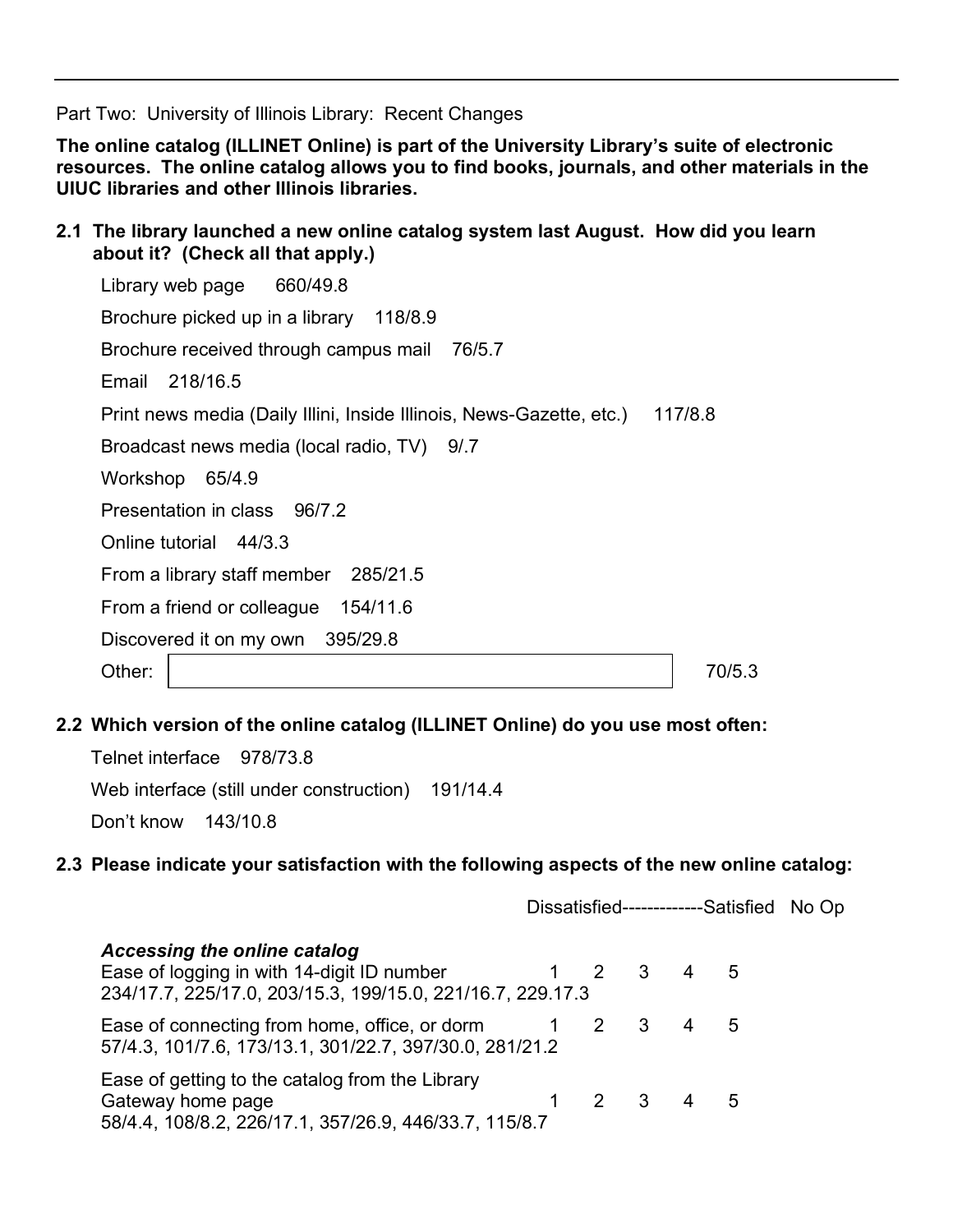Part Two: University of Illinois Library: Recent Changes

**The online catalog (ILLINET Online) is part of the University Library's suite of electronic resources. The online catalog allows you to find books, journals, and other materials in the UIUC libraries and other Illinois libraries.**

**2.1 The library launched a new online catalog system last August. How did you learn about it? (Check all that apply.)**

Library web page 660/49.8

Brochure picked up in a library 118/8.9

Brochure received through campus mail 76/5.7

Email 218/16.5

Print news media (Daily Illini, Inside Illinois, News-Gazette, etc.) 117/8.8

Broadcast news media (local radio, TV) 9/.7

Workshop 65/4.9

Presentation in class 96/7.2

Online tutorial 44/3.3

From a library staff member 285/21.5

From a friend or colleague 154/11.6

Discovered it on my own 395/29.8

Other: 70/5.3

**2.2 Which version of the online catalog (ILLINET Online) do you use most often:**

Telnet interface 978/73.8

Web interface (still under construction) 191/14.4

Don't know 143/10.8

**2.3 Please indicate your satisfaction with the following aspects of the new online catalog:**

Dissatisfied-------------Satisfied No Op

***Accessing the online catalog***

Ease of logging in with 14-digit ID number 1 2 3 4 5
234/17.7, 225/17.0, 203/15.3, 199/15.0, 221/16.7, 229.17.3

Ease of connecting from home, office, or dorm 1 2 3 4 5
57/4.3, 101/7.6, 173/13.1, 301/22.7, 397/30.0, 281/21.2

Ease of getting to the catalog from the Library Gateway home page 1 2 3 4 5
58/4.4, 108/8.2, 226/17.1, 357/26.9, 446/33.7, 115/8.7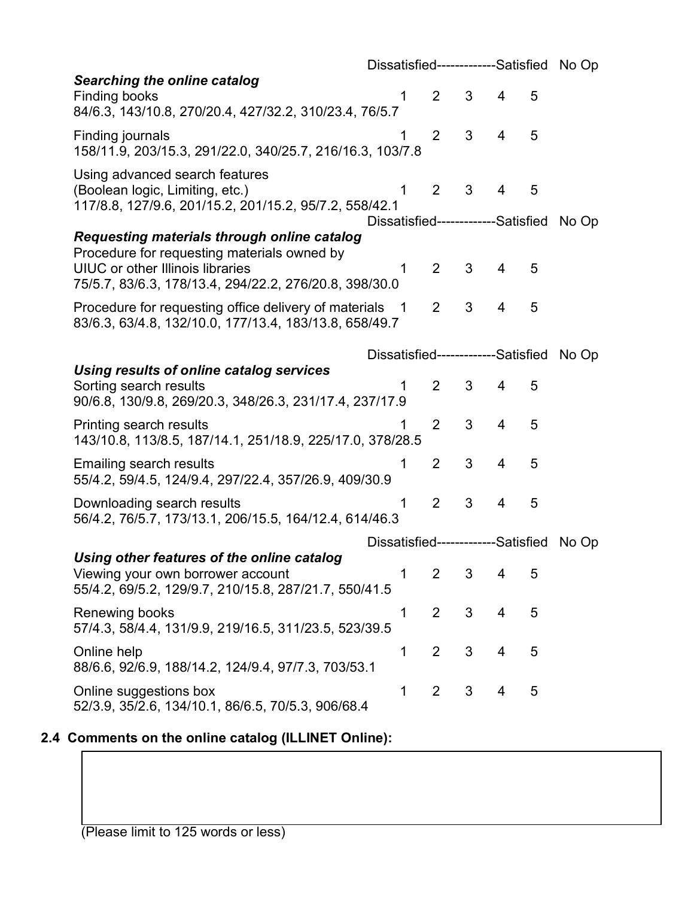Dissatisfied-------------Satisfied No Op

***Searching the online catalog***

Finding books 1 2 3 4 5
84/6.3, 143/10.8, 270/20.4, 427/32.2, 310/23.4, 76/5.7

Finding journals 1 2 3 4 5
158/11.9, 203/15.3, 291/22.0, 340/25.7, 216/16.3, 103/7.8

Using advanced search features
(Boolean logic, Limiting, etc.) 1 2 3 4 5
117/8.8, 127/9.6, 201/15.2, 201/15.2, 95/7.2, 558/42.1

Dissatisfied-------------Satisfied No Op

***Requesting materials through online catalog***

Procedure for requesting materials owned by
UIUC or other Illinois libraries 1 2 3 4 5
75/5.7, 83/6.3, 178/13.4, 294/22.2, 276/20.8, 398/30.0

Procedure for requesting office delivery of materials 1 2 3 4 5
83/6.3, 63/4.8, 132/10.0, 177/13.4, 183/13.8, 658/49.7

Dissatisfied-------------Satisfied No Op

***Using results of online catalog services***

Sorting search results 1 2 3 4 5
90/6.8, 130/9.8, 269/20.3, 348/26.3, 231/17.4, 237/17.9

Printing search results 1 2 3 4 5
143/10.8, 113/8.5, 187/14.1, 251/18.9, 225/17.0, 378/28.5

Emailing search results 1 2 3 4 5
55/4.2, 59/4.5, 124/9.4, 297/22.4, 357/26.9, 409/30.9

Downloading search results 1 2 3 4 5
56/4.2, 76/5.7, 173/13.1, 206/15.5, 164/12.4, 614/46.3

Dissatisfied-------------Satisfied No Op

***Using other features of the online catalog***

Viewing your own borrower account 1 2 3 4 5
55/4.2, 69/5.2, 129/9.7, 210/15.8, 287/21.7, 550/41.5

Renewing books 1 2 3 4 5
57/4.3, 58/4.4, 131/9.9, 219/16.5, 311/23.5, 523/39.5

Online help 1 2 3 4 5
88/6.6, 92/6.9, 188/14.2, 124/9.4, 97/7.3, 703/53.1

Online suggestions box 1 2 3 4 5
52/3.9, 35/2.6, 134/10.1, 86/6.5, 70/5.3, 906/68.4

**2.4 Comments on the online catalog (ILLINET Online):**

(Please limit to 125 words or less)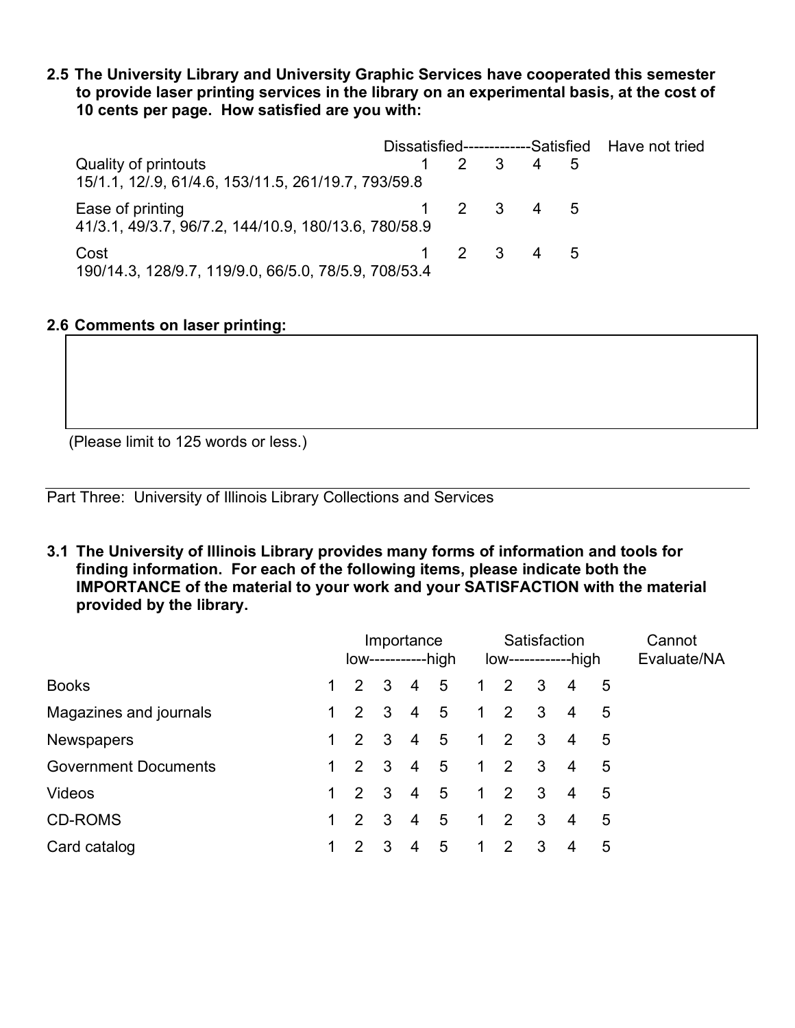**2.5 The University Library and University Graphic Services have cooperated this semester to provide laser printing services in the library on an experimental basis, at the cost of 10 cents per page. How satisfied are you with:**

| | Dissatisfied | | | | Satisfied | Have not tried |
|---|---|---|---|---|---|---|
| Quality of printouts | 1 | 2 | 3 | 4 | 5 | |
| 15/1.1, 12/.9, 61/4.6, 153/11.5, 261/19.7, 793/59.8 | | | | | | |
| Ease of printing | 1 | 2 | 3 | 4 | 5 | |
| 41/3.1, 49/3.7, 96/7.2, 144/10.9, 180/13.6, 780/58.9 | | | | | | |
| Cost | 1 | 2 | 3 | 4 | 5 | |
| 190/14.3, 128/9.7, 119/9.0, 66/5.0, 78/5.9, 708/53.4 | | | | | | |

**2.6 Comments on laser printing:**

(Please limit to 125 words or less.)

---

Part Three: University of Illinois Library Collections and Services

**3.1 The University of Illinois Library provides many forms of information and tools for finding information. For each of the following items, please indicate both the IMPORTANCE of the material to your work and your SATISFACTION with the material provided by the library.**

| | Importance low-----------high | | | | | Satisfaction low------------high | | | | | Cannot Evaluate/NA |
|---|---|---|---|---|---|---|---|---|---|---|---|
| Books | 1 | 2 | 3 | 4 | 5 | 1 | 2 | 3 | 4 | 5 | |
| Magazines and journals | 1 | 2 | 3 | 4 | 5 | 1 | 2 | 3 | 4 | 5 | |
| Newspapers | 1 | 2 | 3 | 4 | 5 | 1 | 2 | 3 | 4 | 5 | |
| Government Documents | 1 | 2 | 3 | 4 | 5 | 1 | 2 | 3 | 4 | 5 | |
| Videos | 1 | 2 | 3 | 4 | 5 | 1 | 2 | 3 | 4 | 5 | |
| CD-ROMS | 1 | 2 | 3 | 4 | 5 | 1 | 2 | 3 | 4 | 5 | |
| Card catalog | 1 | 2 | 3 | 4 | 5 | 1 | 2 | 3 | 4 | 5 | |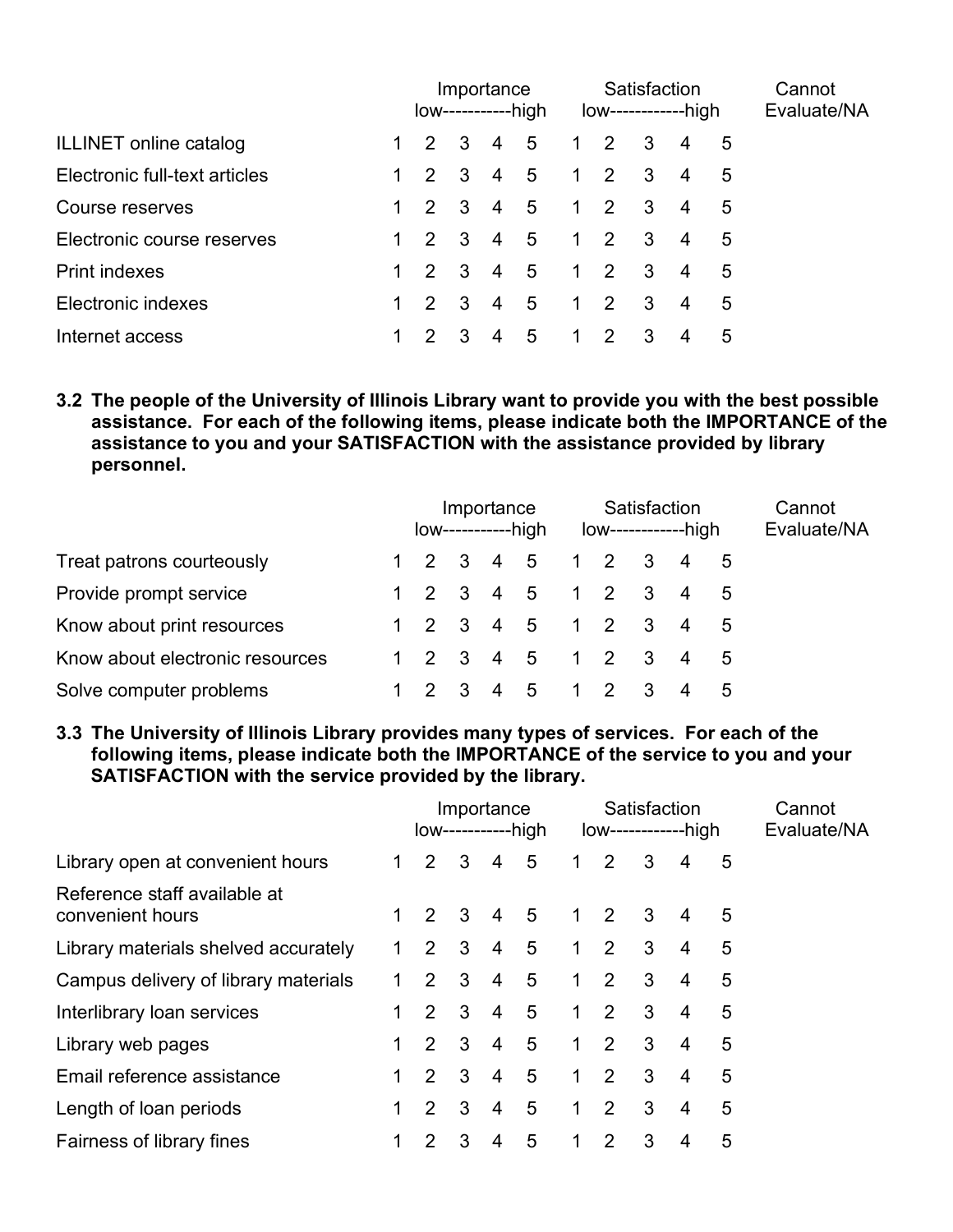| | Importance low-----------high | | | | | Satisfaction low------------high | | | | | Cannot Evaluate/NA |
|---|---|---|---|---|---|---|---|---|---|---|---|
| ILLINET online catalog | 1 | 2 | 3 | 4 | 5 | 1 | 2 | 3 | 4 | 5 | |
| Electronic full-text articles | 1 | 2 | 3 | 4 | 5 | 1 | 2 | 3 | 4 | 5 | |
| Course reserves | 1 | 2 | 3 | 4 | 5 | 1 | 2 | 3 | 4 | 5 | |
| Electronic course reserves | 1 | 2 | 3 | 4 | 5 | 1 | 2 | 3 | 4 | 5 | |
| Print indexes | 1 | 2 | 3 | 4 | 5 | 1 | 2 | 3 | 4 | 5 | |
| Electronic indexes | 1 | 2 | 3 | 4 | 5 | 1 | 2 | 3 | 4 | 5 | |
| Internet access | 1 | 2 | 3 | 4 | 5 | 1 | 2 | 3 | 4 | 5 | |

**3.2 The people of the University of Illinois Library want to provide you with the best possible assistance. For each of the following items, please indicate both the IMPORTANCE of the assistance to you and your SATISFACTION with the assistance provided by library personnel.**

| | Importance low-----------high | | | | | Satisfaction low------------high | | | | | Cannot Evaluate/NA |
|---|---|---|---|---|---|---|---|---|---|---|---|
| Treat patrons courteously | 1 | 2 | 3 | 4 | 5 | 1 | 2 | 3 | 4 | 5 | |
| Provide prompt service | 1 | 2 | 3 | 4 | 5 | 1 | 2 | 3 | 4 | 5 | |
| Know about print resources | 1 | 2 | 3 | 4 | 5 | 1 | 2 | 3 | 4 | 5 | |
| Know about electronic resources | 1 | 2 | 3 | 4 | 5 | 1 | 2 | 3 | 4 | 5 | |
| Solve computer problems | 1 | 2 | 3 | 4 | 5 | 1 | 2 | 3 | 4 | 5 | |

**3.3 The University of Illinois Library provides many types of services. For each of the following items, please indicate both the IMPORTANCE of the service to you and your SATISFACTION with the service provided by the library.**

| | Importance low-----------high | | | | | Satisfaction low------------high | | | | | Cannot Evaluate/NA |
|---|---|---|---|---|---|---|---|---|---|---|---|
| Library open at convenient hours | 1 | 2 | 3 | 4 | 5 | 1 | 2 | 3 | 4 | 5 | |
| Reference staff available at convenient hours | 1 | 2 | 3 | 4 | 5 | 1 | 2 | 3 | 4 | 5 | |
| Library materials shelved accurately | 1 | 2 | 3 | 4 | 5 | 1 | 2 | 3 | 4 | 5 | |
| Campus delivery of library materials | 1 | 2 | 3 | 4 | 5 | 1 | 2 | 3 | 4 | 5 | |
| Interlibrary loan services | 1 | 2 | 3 | 4 | 5 | 1 | 2 | 3 | 4 | 5 | |
| Library web pages | 1 | 2 | 3 | 4 | 5 | 1 | 2 | 3 | 4 | 5 | |
| Email reference assistance | 1 | 2 | 3 | 4 | 5 | 1 | 2 | 3 | 4 | 5 | |
| Length of loan periods | 1 | 2 | 3 | 4 | 5 | 1 | 2 | 3 | 4 | 5 | |
| Fairness of library fines | 1 | 2 | 3 | 4 | 5 | 1 | 2 | 3 | 4 | 5 | |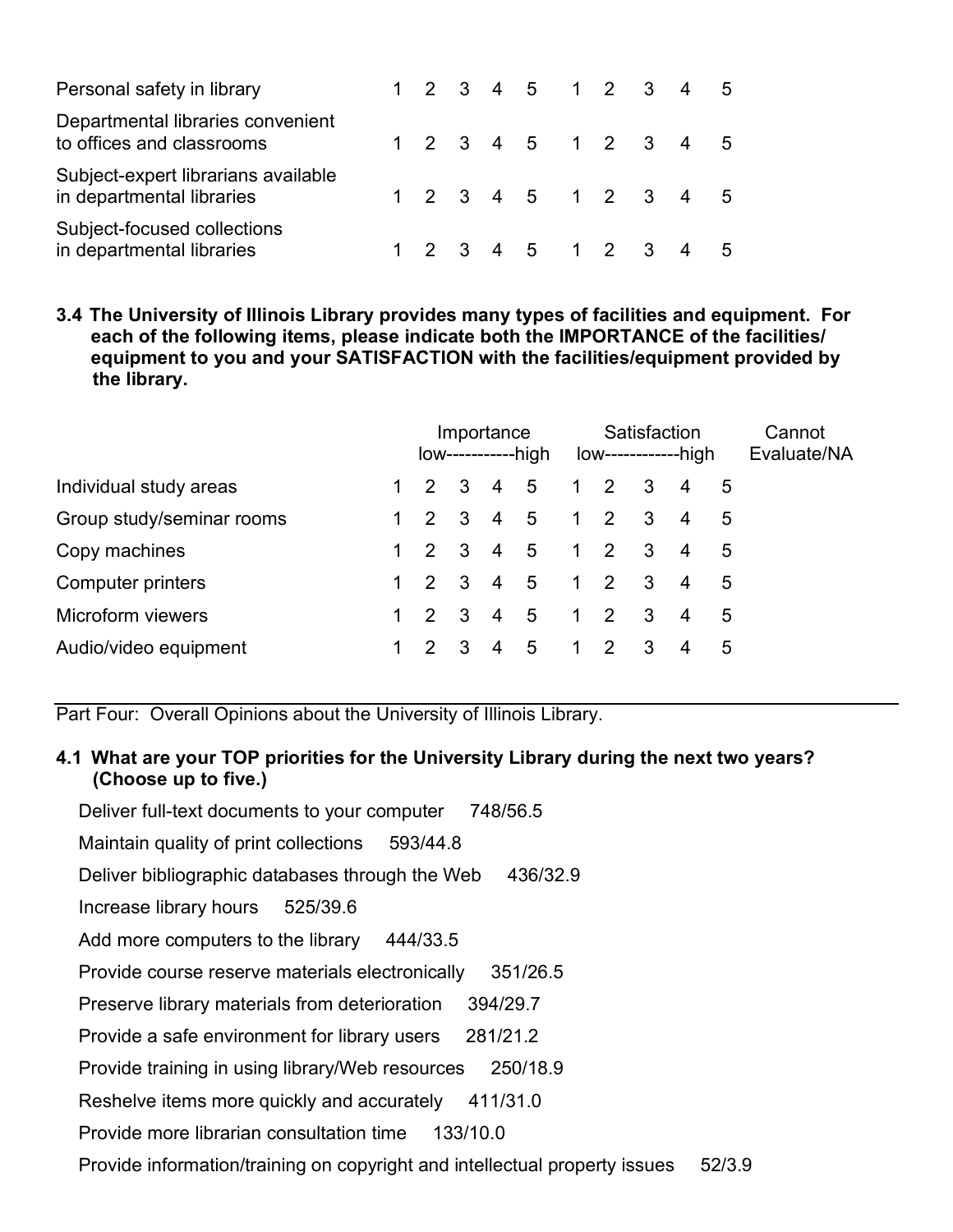| | | | | | | | | | | |
|---|---|---|---|---|---|---|---|---|---|---|
| Personal safety in library | 1 | 2 | 3 | 4 | 5 | 1 | 2 | 3 | 4 | 5 |
| Departmental libraries convenient to offices and classrooms | 1 | 2 | 3 | 4 | 5 | 1 | 2 | 3 | 4 | 5 |
| Subject-expert librarians available in departmental libraries | 1 | 2 | 3 | 4 | 5 | 1 | 2 | 3 | 4 | 5 |
| Subject-focused collections in departmental libraries | 1 | 2 | 3 | 4 | 5 | 1 | 2 | 3 | 4 | 5 |

**3.4 The University of Illinois Library provides many types of facilities and equipment. For each of the following items, please indicate both the IMPORTANCE of the facilities/ equipment to you and your SATISFACTION with the facilities/equipment provided by the library.**

| | Importance low-----------high | | | | | Satisfaction low------------high | | | | | Cannot Evaluate/NA |
|---|---|---|---|---|---|---|---|---|---|---|---|
| Individual study areas | 1 | 2 | 3 | 4 | 5 | 1 | 2 | 3 | 4 | 5 | |
| Group study/seminar rooms | 1 | 2 | 3 | 4 | 5 | 1 | 2 | 3 | 4 | 5 | |
| Copy machines | 1 | 2 | 3 | 4 | 5 | 1 | 2 | 3 | 4 | 5 | |
| Computer printers | 1 | 2 | 3 | 4 | 5 | 1 | 2 | 3 | 4 | 5 | |
| Microform viewers | 1 | 2 | 3 | 4 | 5 | 1 | 2 | 3 | 4 | 5 | |
| Audio/video equipment | 1 | 2 | 3 | 4 | 5 | 1 | 2 | 3 | 4 | 5 | |

---

Part Four: Overall Opinions about the University of Illinois Library.

**4.1 What are your TOP priorities for the University Library during the next two years? (Choose up to five.)**

Deliver full-text documents to your computer 748/56.5

Maintain quality of print collections 593/44.8

Deliver bibliographic databases through the Web 436/32.9

Increase library hours 525/39.6

Add more computers to the library 444/33.5

Provide course reserve materials electronically 351/26.5

Preserve library materials from deterioration 394/29.7

Provide a safe environment for library users 281/21.2

Provide training in using library/Web resources 250/18.9

Reshelve items more quickly and accurately 411/31.0

Provide more librarian consultation time 133/10.0

Provide information/training on copyright and intellectual property issues 52/3.9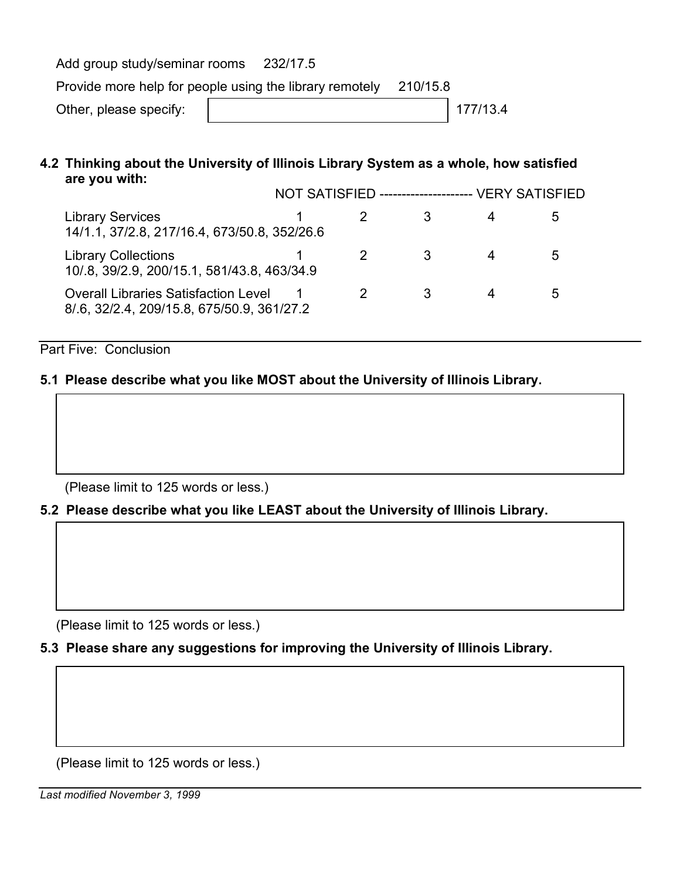Add group study/seminar rooms 232/17.5

Provide more help for people using the library remotely 210/15.8

Other, please specify: [ ] 177/13.4

**4.2 Thinking about the University of Illinois Library System as a whole, how satisfied are you with:**

| | NOT SATISFIED | | | | VERY SATISFIED |
|---|---|---|---|---|---|
| Library Services<br>14/1.1, 37/2.8, 217/16.4, 673/50.8, 352/26.6 | 1 | 2 | 3 | 4 | 5 |
| Library Collections<br>10/.8, 39/2.9, 200/15.1, 581/43.8, 463/34.9 | 1 | 2 | 3 | 4 | 5 |
| Overall Libraries Satisfaction Level<br>8/.6, 32/2.4, 209/15.8, 675/50.9, 361/27.2 | 1 | 2 | 3 | 4 | 5 |

---

Part Five: Conclusion

**5.1 Please describe what you like MOST about the University of Illinois Library.**

(Please limit to 125 words or less.)

**5.2 Please describe what you like LEAST about the University of Illinois Library.**

(Please limit to 125 words or less.)

**5.3 Please share any suggestions for improving the University of Illinois Library.**

(Please limit to 125 words or less.)

---

*Last modified November 3, 1999*